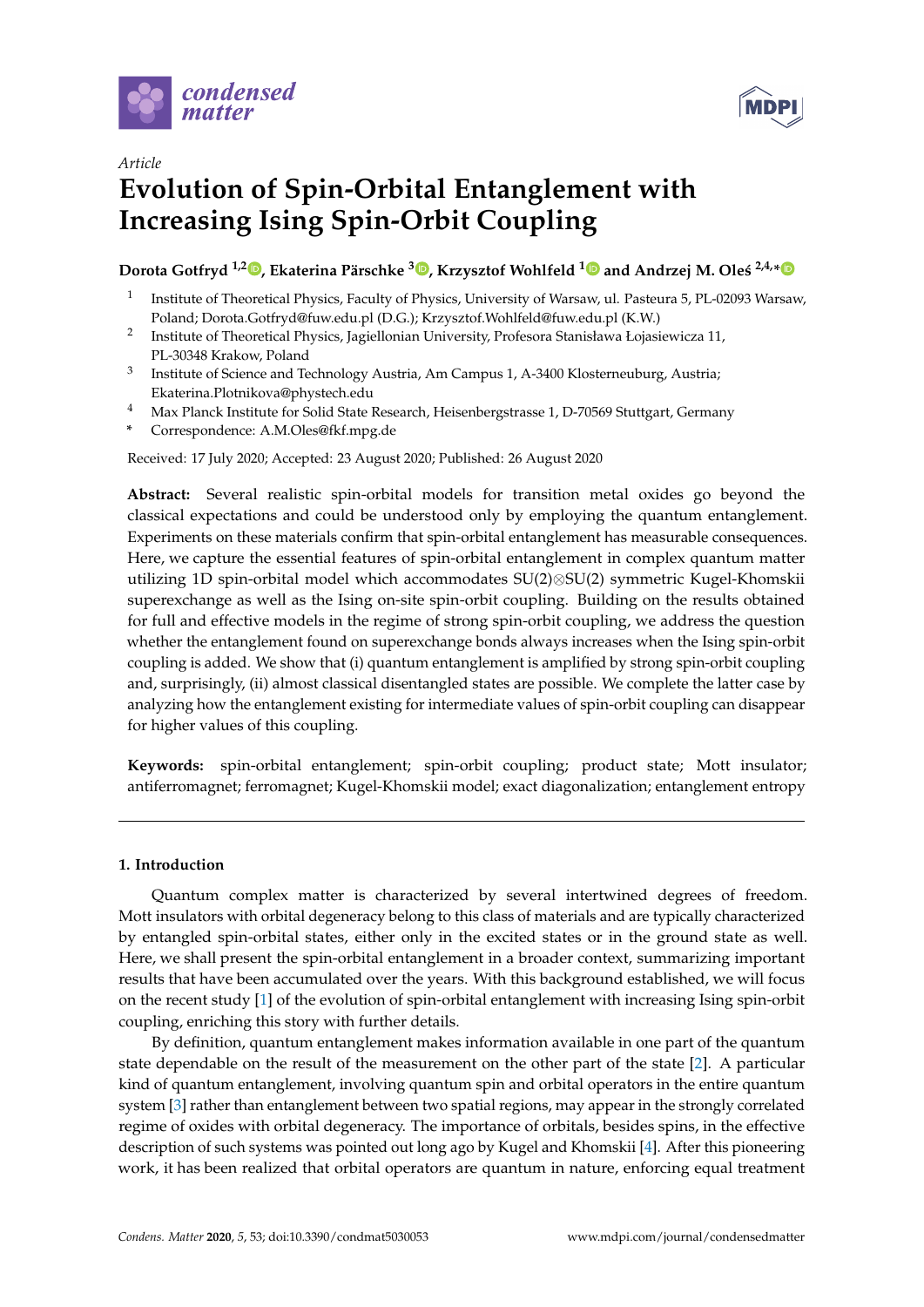*Article*

# Evolution of Spin-Orbital Entanglement with Increasing Ising Spin-Orbit Coupling

**Dorota Gotfryd [1,2], Ekaterina Pärschke [3], Krzysztof Wohlfeld [1] and Andrzej M. Oleś [2,4,*]**

[1] Institute of Theoretical Physics, Faculty of Physics, University of Warsaw, ul. Pasteura 5, PL-02093 Warsaw, Poland; Dorota.Gotfryd@fuw.edu.pl (D.G.); Krzysztof.Wohlfeld@fuw.edu.pl (K.W.)

[2] Institute of Theoretical Physics, Jagiellonian University, Profesora Stanisława Łojasiewicza 11, PL-30348 Krakow, Poland

[3] Institute of Science and Technology Austria, Am Campus 1, A-3400 Klosterneuburg, Austria; Ekaterina.Plotnikova@phystech.edu

[4] Max Planck Institute for Solid State Research, Heisenbergstrasse 1, D-70569 Stuttgart, Germany

[*] Correspondence: A.M.Oles@fkf.mpg.de

Received: 17 July 2020; Accepted: 23 August 2020; Published: 26 August 2020

**Abstract:** Several realistic spin-orbital models for transition metal oxides go beyond the classical expectations and could be understood only by employing the quantum entanglement. Experiments on these materials confirm that spin-orbital entanglement has measurable consequences. Here, we capture the essential features of spin-orbital entanglement in complex quantum matter utilizing 1D spin-orbital model which accommodates SU(2)⊗SU(2) symmetric Kugel-Khomskii superexchange as well as the Ising on-site spin-orbit coupling. Building on the results obtained for full and effective models in the regime of strong spin-orbit coupling, we address the question whether the entanglement found on superexchange bonds always increases when the Ising spin-orbit coupling is added. We show that (i) quantum entanglement is amplified by strong spin-orbit coupling and, surprisingly, (ii) almost classical disentangled states are possible. We complete the latter case by analyzing how the entanglement existing for intermediate values of spin-orbit coupling can disappear for higher values of this coupling.

**Keywords:** spin-orbital entanglement; spin-orbit coupling; product state; Mott insulator; antiferromagnet; ferromagnet; Kugel-Khomskii model; exact diagonalization; entanglement entropy

## 1. Introduction

Quantum complex matter is characterized by several intertwined degrees of freedom. Mott insulators with orbital degeneracy belong to this class of materials and are typically characterized by entangled spin-orbital states, either only in the excited states or in the ground state as well. Here, we shall present the spin-orbital entanglement in a broader context, summarizing important results that have been accumulated over the years. With this background established, we will focus on the recent study [1] of the evolution of spin-orbital entanglement with increasing Ising spin-orbit coupling, enriching this story with further details.

By definition, quantum entanglement makes information available in one part of the quantum state dependable on the result of the measurement on the other part of the state [2]. A particular kind of quantum entanglement, involving quantum spin and orbital operators in the entire quantum system [3] rather than entanglement between two spatial regions, may appear in the strongly correlated regime of oxides with orbital degeneracy. The importance of orbitals, besides spins, in the effective description of such systems was pointed out long ago by Kugel and Khomskii [4]. After this pioneering work, it has been realized that orbital operators are quantum in nature, enforcing equal treatment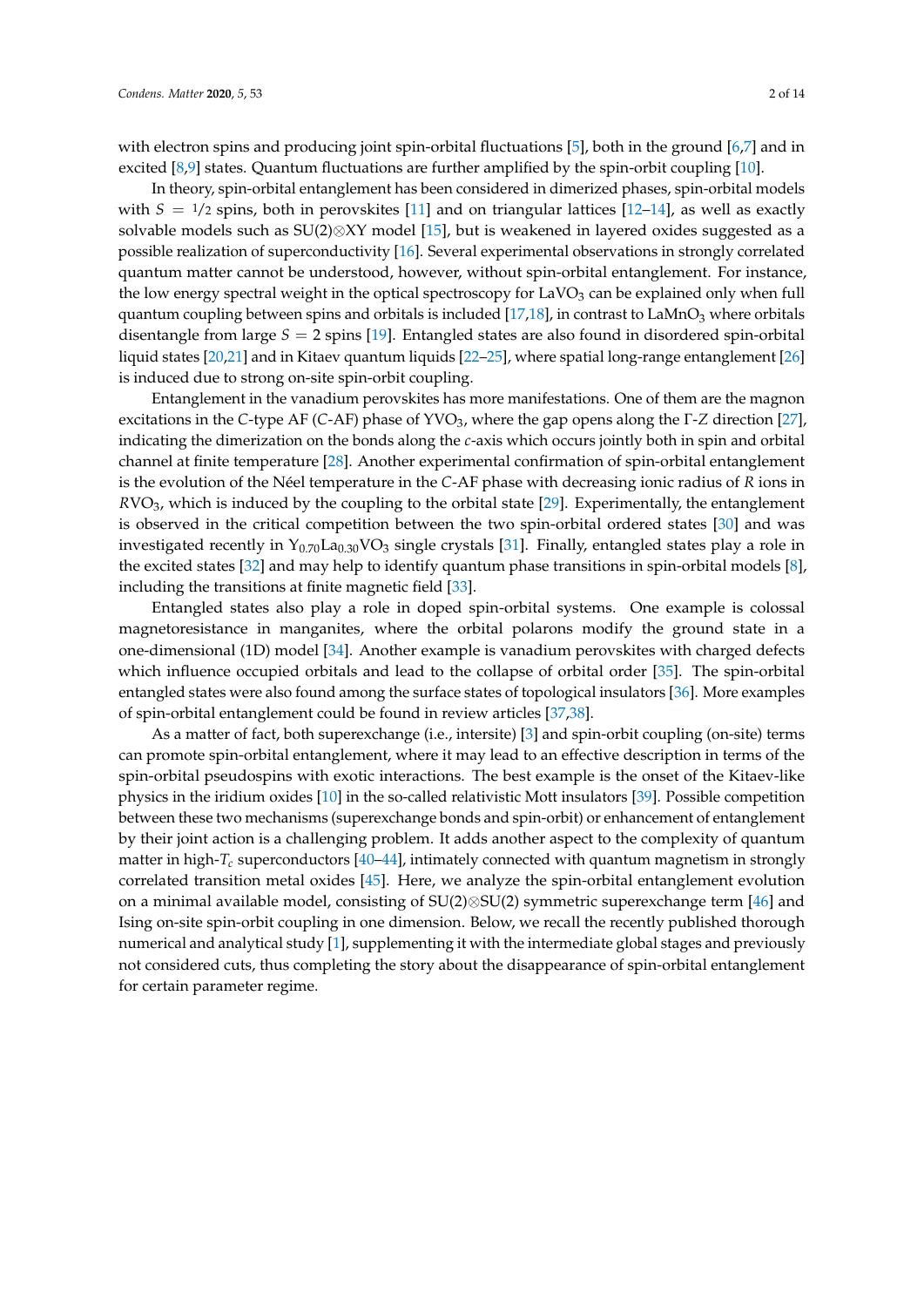with electron spins and producing joint spin-orbital fluctuations [5], both in the ground [6,7] and in excited [8,9] states. Quantum fluctuations are further amplified by the spin-orbit coupling [10].

In theory, spin-orbital entanglement has been considered in dimerized phases, spin-orbital models with $S = 1/2$ spins, both in perovskites [11] and on triangular lattices [12–14], as well as exactly solvable models such as SU(2)⊗XY model [15], but is weakened in layered oxides suggested as a possible realization of superconductivity [16]. Several experimental observations in strongly correlated quantum matter cannot be understood, however, without spin-orbital entanglement. For instance, the low energy spectral weight in the optical spectroscopy for $LaVO_3$ can be explained only when full quantum coupling between spins and orbitals is included [17,18], in contrast to $LaMnO_3$ where orbitals disentangle from large $S = 2$ spins [19]. Entangled states are also found in disordered spin-orbital liquid states [20,21] and in Kitaev quantum liquids [22–25], where spatial long-range entanglement [26] is induced due to strong on-site spin-orbit coupling.

Entanglement in the vanadium perovskites has more manifestations. One of them are the magnon excitations in the $C$-type AF ($C$-AF) phase of $YVO_3$, where the gap opens along the $\Gamma$-$Z$ direction [27], indicating the dimerization on the bonds along the $c$-axis which occurs jointly both in spin and orbital channel at finite temperature [28]. Another experimental confirmation of spin-orbital entanglement is the evolution of the Néel temperature in the $C$-AF phase with decreasing ionic radius of $R$ ions in $RVO_3$, which is induced by the coupling to the orbital state [29]. Experimentally, the entanglement is observed in the critical competition between the two spin-orbital ordered states [30] and was investigated recently in $Y_{0.70}La_{0.30}VO_3$ single crystals [31]. Finally, entangled states play a role in the excited states [32] and may help to identify quantum phase transitions in spin-orbital models [8], including the transitions at finite magnetic field [33].

Entangled states also play a role in doped spin-orbital systems. One example is colossal magnetoresistance in manganites, where the orbital polarons modify the ground state in a one-dimensional (1D) model [34]. Another example is vanadium perovskites with charged defects which influence occupied orbitals and lead to the collapse of orbital order [35]. The spin-orbital entangled states were also found among the surface states of topological insulators [36]. More examples of spin-orbital entanglement could be found in review articles [37,38].

As a matter of fact, both superexchange (i.e., intersite) [3] and spin-orbit coupling (on-site) terms can promote spin-orbital entanglement, where it may lead to an effective description in terms of the spin-orbital pseudospins with exotic interactions. The best example is the onset of the Kitaev-like physics in the iridium oxides [10] in the so-called relativistic Mott insulators [39]. Possible competition between these two mechanisms (superexchange bonds and spin-orbit) or enhancement of entanglement by their joint action is a challenging problem. It adds another aspect to the complexity of quantum matter in high-$T_c$ superconductors [40–44], intimately connected with quantum magnetism in strongly correlated transition metal oxides [45]. Here, we analyze the spin-orbital entanglement evolution on a minimal available model, consisting of SU(2)⊗SU(2) symmetric superexchange term [46] and Ising on-site spin-orbit coupling in one dimension. Below, we recall the recently published thorough numerical and analytical study [1], supplementing it with the intermediate global stages and previously not considered cuts, thus completing the story about the disappearance of spin-orbital entanglement for certain parameter regime.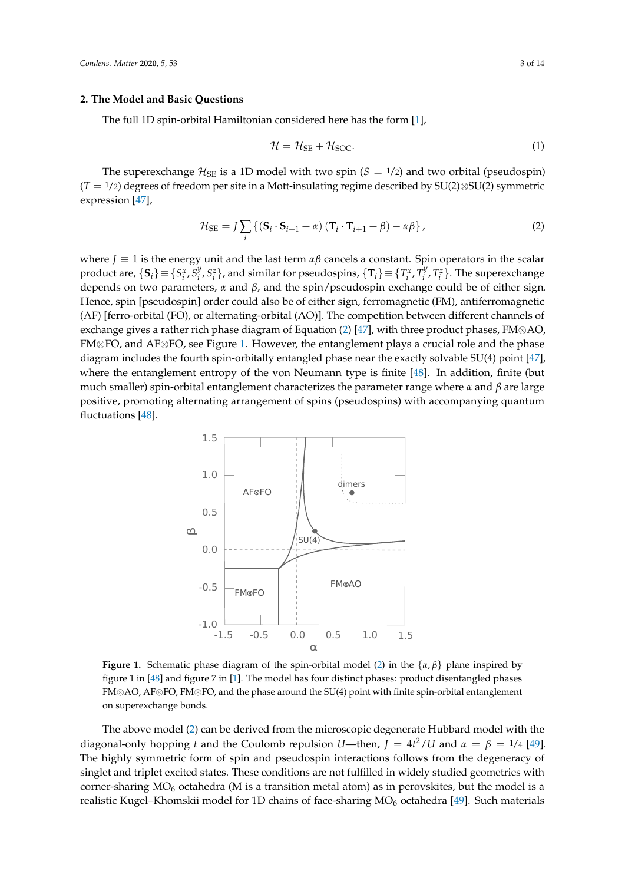## 2. The Model and Basic Questions

The full 1D spin-orbital Hamiltonian considered here has the form [1],

$$\mathcal{H} = \mathcal{H}_{\rm SE} + \mathcal{H}_{\rm SOC}. \tag{1}$$

The superexchange $\mathcal{H}_{\rm SE}$ is a 1D model with two spin ($S = 1/2$) and two orbital (pseudospin) ($T = 1/2$) degrees of freedom per site in a Mott-insulating regime described by SU(2)⊗SU(2) symmetric expression [47],

$$\mathcal{H}_{\rm SE} = J \sum_i \left\{ (\mathbf{S}_i \cdot \mathbf{S}_{i+1} + \alpha) \left( \mathbf{T}_i \cdot \mathbf{T}_{i+1} + \beta \right) - \alpha\beta \right\}, \tag{2}$$

where $J \equiv 1$ is the energy unit and the last term $\alpha\beta$ cancels a constant. Spin operators in the scalar product are, $\{\mathbf{S}_i\} \equiv \{S_i^x, S_i^y, S_i^z\}$, and similar for pseudospins, $\{\mathbf{T}_i\} \equiv \{T_i^x, T_i^y, T_i^z\}$. The superexchange depends on two parameters, $\alpha$ and $\beta$, and the spin/pseudospin exchange could be of either sign. Hence, spin [pseudospin] order could also be of either sign, ferromagnetic (FM), antiferromagnetic (AF) [ferro-orbital (FO), or alternating-orbital (AO)]. The competition between different channels of exchange gives a rather rich phase diagram of Equation (2) [47], with three product phases, FM⊗AO, FM⊗FO, and AF⊗FO, see Figure 1. However, the entanglement plays a crucial role and the phase diagram includes the fourth spin-orbitally entangled phase near the exactly solvable SU(4) point [47], where the entanglement entropy of the von Neumann type is finite [48]. In addition, finite (but much smaller) spin-orbital entanglement characterizes the parameter range where $\alpha$ and $\beta$ are large positive, promoting alternating arrangement of spins (pseudospins) with accompanying quantum fluctuations [48].

**Figure 1.** Schematic phase diagram of the spin-orbital model (2) in the $\{\alpha, \beta\}$ plane inspired by figure 1 in [48] and figure 7 in [1]. The model has four distinct phases: product disentangled phases FM⊗AO, AF⊗FO, FM⊗FO, and the phase around the SU(4) point with finite spin-orbital entanglement on superexchange bonds.

The above model (2) can be derived from the microscopic degenerate Hubbard model with the diagonal-only hopping $t$ and the Coulomb repulsion $U$—then, $J = 4t^2/U$ and $\alpha = \beta = 1/4$ [49]. The highly symmetric form of spin and pseudospin interactions follows from the degeneracy of singlet and triplet excited states. These conditions are not fulfilled in widely studied geometries with corner-sharing $MO_6$ octahedra (M is a transition metal atom) as in perovskites, but the model is a realistic Kugel–Khomskii model for 1D chains of face-sharing $MO_6$ octahedra [49]. Such materials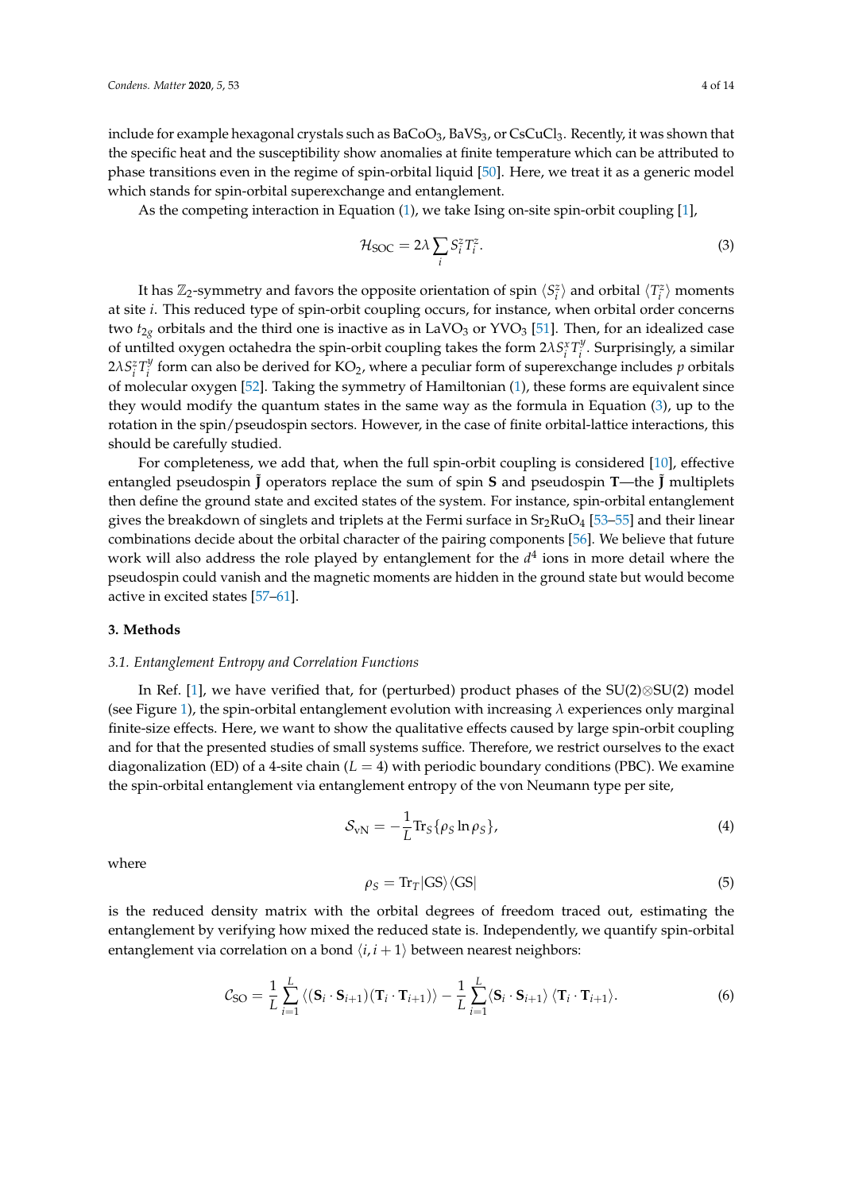include for example hexagonal crystals such as $BaCoO_3$, $BaVS_3$, or $CsCuCl_3$. Recently, it was shown that the specific heat and the susceptibility show anomalies at finite temperature which can be attributed to phase transitions even in the regime of spin-orbital liquid [50]. Here, we treat it as a generic model which stands for spin-orbital superexchange and entanglement.

As the competing interaction in Equation (1), we take Ising on-site spin-orbit coupling [1],

$$\mathcal{H}_{\rm SOC} = 2\lambda \sum_i S_i^z T_i^z. \tag{3}$$

It has $\mathbb{Z}_2$-symmetry and favors the opposite orientation of spin $\langle S_i^z \rangle$ and orbital $\langle T_i^z \rangle$ moments at site $i$. This reduced type of spin-orbit coupling occurs, for instance, when orbital order concerns two $t_{2g}$ orbitals and the third one is inactive as in $LaVO_3$ or $YVO_3$ [51]. Then, for an idealized case of untilted oxygen octahedra the spin-orbit coupling takes the form $2\lambda S_i^x T_i^y$. Surprisingly, a similar $2\lambda S_i^z T_i^y$ form can also be derived for $KO_2$, where a peculiar form of superexchange includes $p$ orbitals of molecular oxygen [52]. Taking the symmetry of Hamiltonian (1), these forms are equivalent since they would modify the quantum states in the same way as the formula in Equation (3), up to the rotation in the spin/pseudospin sectors. However, in the case of finite orbital-lattice interactions, this should be carefully studied.

For completeness, we add that, when the full spin-orbit coupling is considered [10], effective entangled pseudospin $\tilde{\mathbf{J}}$ operators replace the sum of spin $\mathbf{S}$ and pseudospin $\mathbf{T}$—the $\tilde{\mathbf{J}}$ multiplets then define the ground state and excited states of the system. For instance, spin-orbital entanglement gives the breakdown of singlets and triplets at the Fermi surface in $Sr_2RuO_4$ [53–55] and their linear combinations decide about the orbital character of the pairing components [56]. We believe that future work will also address the role played by entanglement for the $d^4$ ions in more detail where the pseudospin could vanish and the magnetic moments are hidden in the ground state but would become active in excited states [57–61].

## 3. Methods

### *3.1. Entanglement Entropy and Correlation Functions*

In Ref. [1], we have verified that, for (perturbed) product phases of the SU(2)⊗SU(2) model (see Figure 1), the spin-orbital entanglement evolution with increasing $\lambda$ experiences only marginal finite-size effects. Here, we want to show the qualitative effects caused by large spin-orbit coupling and for that the presented studies of small systems suffice. Therefore, we restrict ourselves to the exact diagonalization (ED) of a 4-site chain ($L = 4$) with periodic boundary conditions (PBC). We examine the spin-orbital entanglement via entanglement entropy of the von Neumann type per site,

$$\mathcal{S}_{\rm vN} = -\frac{1}{L} {\rm Tr}_S \{\rho_S \ln \rho_S\}, \tag{4}$$

where

$$\rho_S = {\rm Tr}_T |{\rm GS}\rangle\langle{\rm GS}| \tag{5}$$

is the reduced density matrix with the orbital degrees of freedom traced out, estimating the entanglement by verifying how mixed the reduced state is. Independently, we quantify spin-orbital entanglement via correlation on a bond $\langle i, i+1\rangle$ between nearest neighbors:

$$\mathcal{C}_{\rm SO} = \frac{1}{L}\sum_{i=1}^{L} \langle (\mathbf{S}_i \cdot \mathbf{S}_{i+1})(\mathbf{T}_i \cdot \mathbf{T}_{i+1})\rangle - \frac{1}{L}\sum_{i=1}^{L} \langle \mathbf{S}_i \cdot \mathbf{S}_{i+1}\rangle \langle \mathbf{T}_i \cdot \mathbf{T}_{i+1}\rangle. \tag{6}$$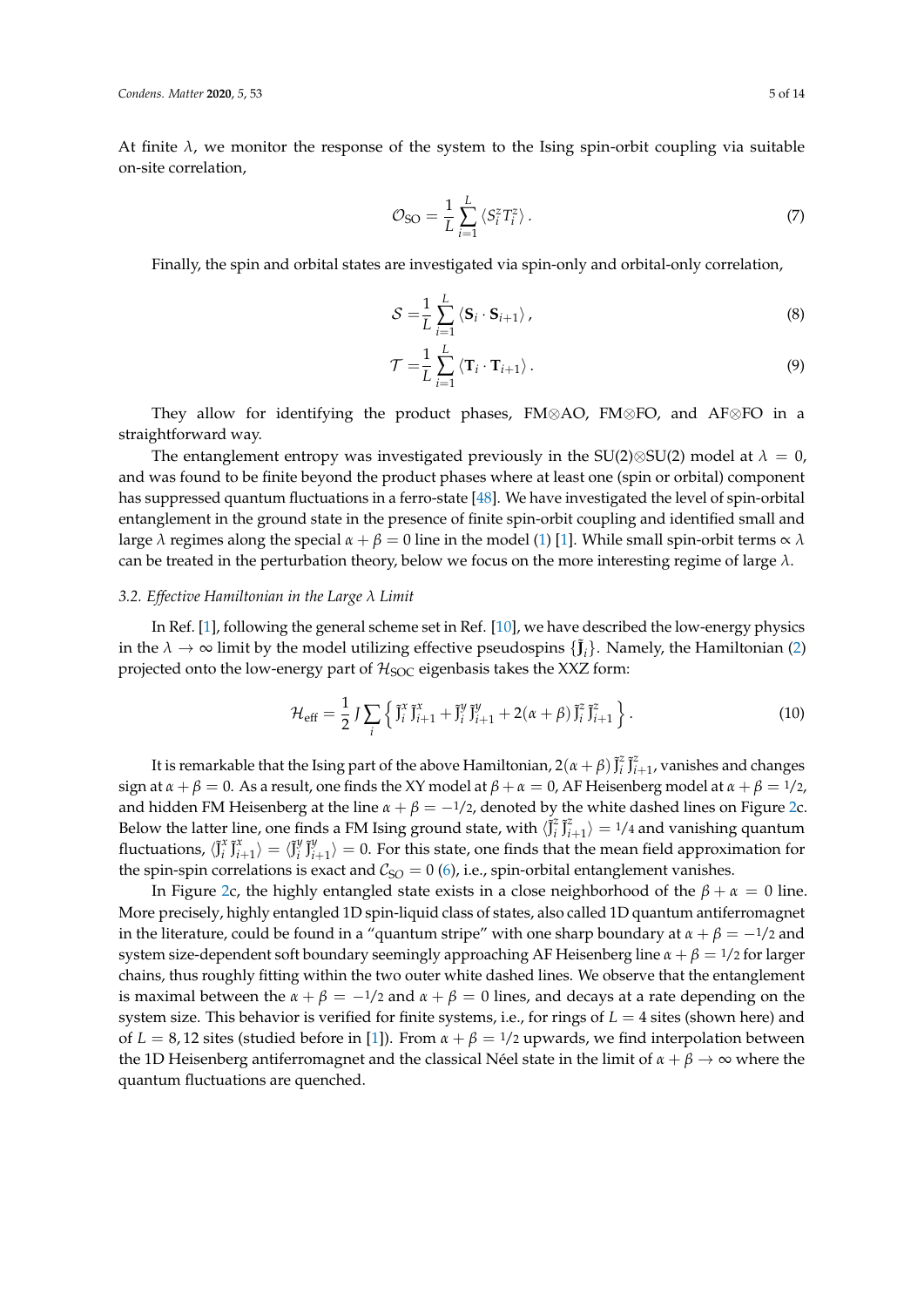At finite $\lambda$, we monitor the response of the system to the Ising spin-orbit coupling via suitable on-site correlation,

$$\mathcal{O}_{\rm SO} = \frac{1}{L}\sum_{i=1}^{L} \langle S_i^z T_i^z \rangle \, . \tag{7}$$

Finally, the spin and orbital states are investigated via spin-only and orbital-only correlation,

$$\mathcal{S} = \frac{1}{L}\sum_{i=1}^{L} \langle \mathbf{S}_i \cdot \mathbf{S}_{i+1} \rangle \, , \tag{8}$$

$$\mathcal{T} = \frac{1}{L}\sum_{i=1}^{L} \langle \mathbf{T}_i \cdot \mathbf{T}_{i+1} \rangle \, . \tag{9}$$

They allow for identifying the product phases, FM⊗AO, FM⊗FO, and AF⊗FO in a straightforward way.

The entanglement entropy was investigated previously in the SU(2)⊗SU(2) model at $\lambda = 0$, and was found to be finite beyond the product phases where at least one (spin or orbital) component has suppressed quantum fluctuations in a ferro-state [48]. We have investigated the level of spin-orbital entanglement in the ground state in the presence of finite spin-orbit coupling and identified small and large $\lambda$ regimes along the special $\alpha + \beta = 0$ line in the model (1) [1]. While small spin-orbit terms $\propto \lambda$ can be treated in the perturbation theory, below we focus on the more interesting regime of large $\lambda$.

### 3.2. Effective Hamiltonian in the Large $\lambda$ Limit

In Ref. [1], following the general scheme set in Ref. [10], we have described the low-energy physics in the $\lambda \to \infty$ limit by the model utilizing effective pseudospins $\{\tilde{\mathbf{J}}_i\}$. Namely, the Hamiltonian (2) projected onto the low-energy part of $\mathcal{H}_{\rm SOC}$ eigenbasis takes the XXZ form:

$$\mathcal{H}_{\rm eff} = \frac{1}{2} J \sum_i \left\{ \tilde{\mathrm{J}}_i^x \tilde{\mathrm{J}}_{i+1}^x + \tilde{\mathrm{J}}_i^y \tilde{\mathrm{J}}_{i+1}^y + 2(\alpha+\beta)\, \tilde{\mathrm{J}}_i^z \tilde{\mathrm{J}}_{i+1}^z \right\} . \tag{10}$$

It is remarkable that the Ising part of the above Hamiltonian, $2(\alpha+\beta)\, \tilde{\mathrm{J}}_i^z \tilde{\mathrm{J}}_{i+1}^z$, vanishes and changes sign at $\alpha + \beta = 0$. As a result, one finds the XY model at $\beta + \alpha = 0$, AF Heisenberg model at $\alpha + \beta = 1/2$, and hidden FM Heisenberg at the line $\alpha + \beta = -1/2$, denoted by the white dashed lines on Figure 2c. Below the latter line, one finds a FM Ising ground state, with $\langle \tilde{\mathrm{J}}_i^z \tilde{\mathrm{J}}_{i+1}^z \rangle = 1/4$ and vanishing quantum fluctuations, $\langle \tilde{\mathrm{J}}_i^x \tilde{\mathrm{J}}_{i+1}^x \rangle = \langle \tilde{\mathrm{J}}_i^y \tilde{\mathrm{J}}_{i+1}^y \rangle = 0$. For this state, one finds that the mean field approximation for the spin-spin correlations is exact and $\mathcal{C}_{\rm SO} = 0$ (6), i.e., spin-orbital entanglement vanishes.

In Figure 2c, the highly entangled state exists in a close neighborhood of the $\beta + \alpha = 0$ line. More precisely, highly entangled 1D spin-liquid class of states, also called 1D quantum antiferromagnet in the literature, could be found in a "quantum stripe" with one sharp boundary at $\alpha + \beta = -1/2$ and system size-dependent soft boundary seemingly approaching AF Heisenberg line $\alpha + \beta = 1/2$ for larger chains, thus roughly fitting within the two outer white dashed lines. We observe that the entanglement is maximal between the $\alpha + \beta = -1/2$ and $\alpha + \beta = 0$ lines, and decays at a rate depending on the system size. This behavior is verified for finite systems, i.e., for rings of $L = 4$ sites (shown here) and of $L = 8, 12$ sites (studied before in [1]). From $\alpha + \beta = 1/2$ upwards, we find interpolation between the 1D Heisenberg antiferromagnet and the classical Néel state in the limit of $\alpha + \beta \to \infty$ where the quantum fluctuations are quenched.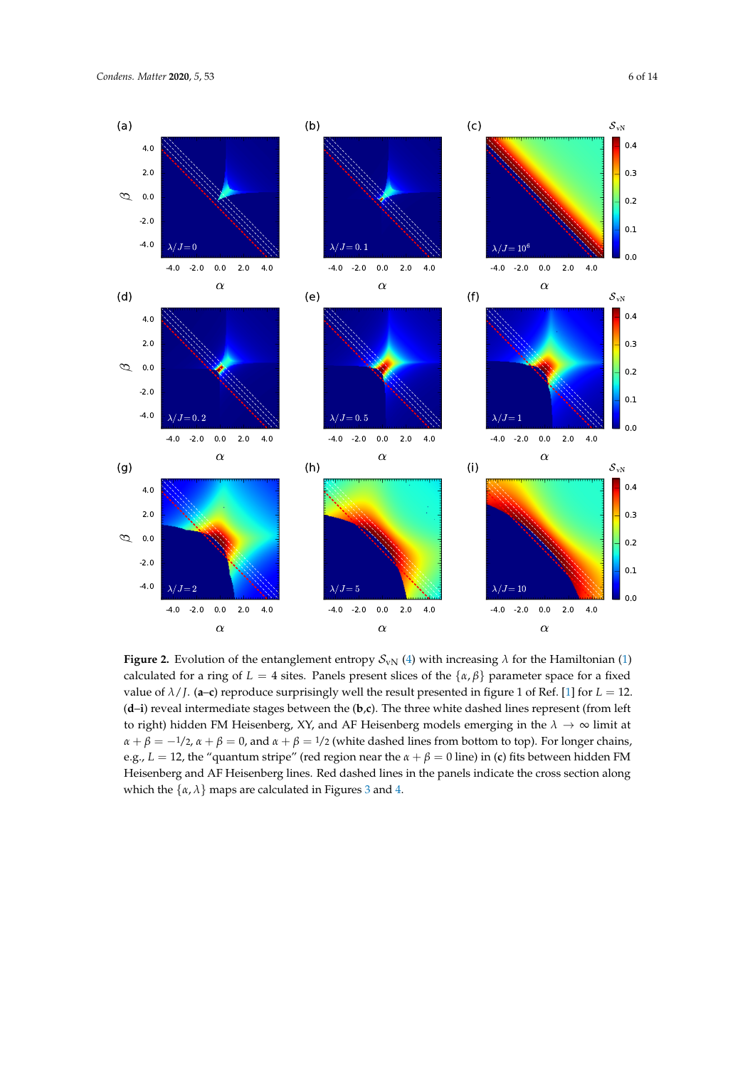**Figure 2.** Evolution of the entanglement entropy $\mathcal{S}_{\mathrm{vN}}$ (4) with increasing $\lambda$ for the Hamiltonian (1) calculated for a ring of $L = 4$ sites. Panels present slices of the $\{\alpha, \beta\}$ parameter space for a fixed value of $\lambda/J$. (**a**–**c**) reproduce surprisingly well the result presented in figure 1 of Ref. [1] for $L = 12$. (**d**–**i**) reveal intermediate stages between the (**b**,**c**). The three white dashed lines represent (from left to right) hidden FM Heisenberg, XY, and AF Heisenberg models emerging in the $\lambda \to \infty$ limit at $\alpha + \beta = -1/2$, $\alpha + \beta = 0$, and $\alpha + \beta = 1/2$ (white dashed lines from bottom to top). For longer chains, e.g., $L = 12$, the "quantum stripe" (red region near the $\alpha + \beta = 0$ line) in (**c**) fits between hidden FM Heisenberg and AF Heisenberg lines. Red dashed lines in the panels indicate the cross section along which the $\{\alpha, \lambda\}$ maps are calculated in Figures 3 and 4.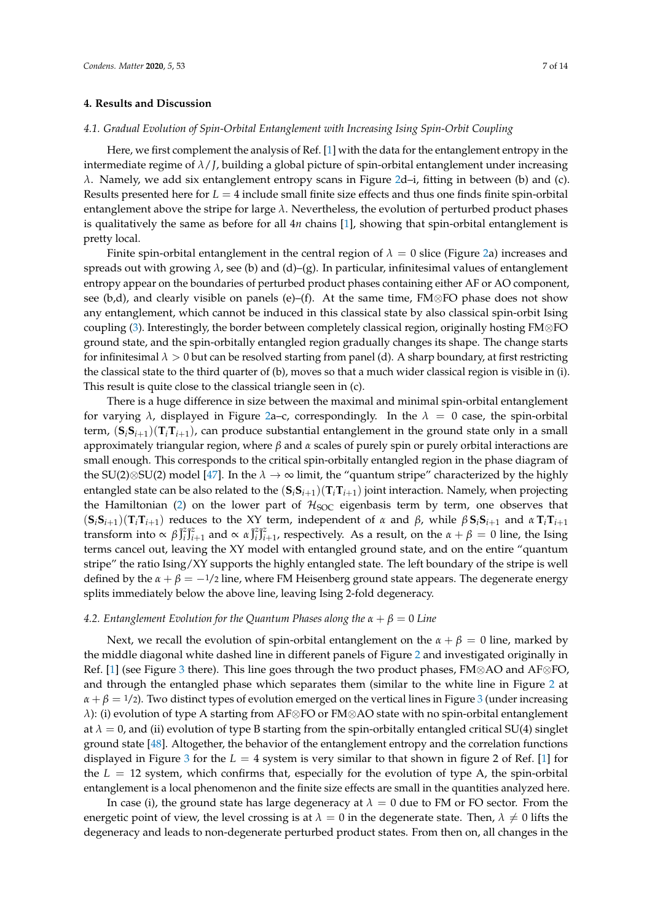## 4. Results and Discussion

### 4.1. Gradual Evolution of Spin-Orbital Entanglement with Increasing Ising Spin-Orbit Coupling

Here, we first complement the analysis of Ref. [1] with the data for the entanglement entropy in the intermediate regime of $\lambda/J$, building a global picture of spin-orbital entanglement under increasing $\lambda$. Namely, we add six entanglement entropy scans in Figure 2d–i, fitting in between (b) and (c). Results presented here for $L = 4$ include small finite size effects and thus one finds finite spin-orbital entanglement above the stripe for large $\lambda$. Nevertheless, the evolution of perturbed product phases is qualitatively the same as before for all $4n$ chains [1], showing that spin-orbital entanglement is pretty local.

Finite spin-orbital entanglement in the central region of $\lambda = 0$ slice (Figure 2a) increases and spreads out with growing $\lambda$, see (b) and (d)–(g). In particular, infinitesimal values of entanglement entropy appear on the boundaries of perturbed product phases containing either AF or AO component, see (b,d), and clearly visible on panels (e)–(f). At the same time, FM$\otimes$FO phase does not show any entanglement, which cannot be induced in this classical state by also classical spin-orbit Ising coupling (3). Interestingly, the border between completely classical region, originally hosting FM$\otimes$FO ground state, and the spin-orbitally entangled region gradually changes its shape. The change starts for infinitesimal $\lambda > 0$ but can be resolved starting from panel (d). A sharp boundary, at first restricting the classical state to the third quarter of (b), moves so that a much wider classical region is visible in (i). This result is quite close to the classical triangle seen in (c).

There is a huge difference in size between the maximal and minimal spin-orbital entanglement for varying $\lambda$, displayed in Figure 2a–c, correspondingly. In the $\lambda = 0$ case, the spin-orbital term, $(\mathbf{S}_i\mathbf{S}_{i+1})(\mathbf{T}_i\mathbf{T}_{i+1})$, can produce substantial entanglement in the ground state only in a small approximately triangular region, where $\beta$ and $\alpha$ scales of purely spin or purely orbital interactions are small enough. This corresponds to the critical spin-orbitally entangled region in the phase diagram of the SU(2)$\otimes$SU(2) model [47]. In the $\lambda \to \infty$ limit, the "quantum stripe" characterized by the highly entangled state can be also related to the $(\mathbf{S}_i\mathbf{S}_{i+1})(\mathbf{T}_i\mathbf{T}_{i+1})$ joint interaction. Namely, when projecting the Hamiltonian (2) on the lower part of $\mathcal{H}_{\rm SOC}$ eigenbasis term by term, one observes that $(\mathbf{S}_i\mathbf{S}_{i+1})(\mathbf{T}_i\mathbf{T}_{i+1})$ reduces to the XY term, independent of $\alpha$ and $\beta$, while $\beta\,\mathbf{S}_i\mathbf{S}_{i+1}$ and $\alpha\,\mathbf{T}_i\mathbf{T}_{i+1}$ transform into $\propto \beta\tilde{J}_i^z\tilde{J}_{i+1}^z$ and $\propto \alpha\tilde{J}_i^z\tilde{J}_{i+1}^z$, respectively. As a result, on the $\alpha + \beta = 0$ line, the Ising terms cancel out, leaving the XY model with entangled ground state, and on the entire "quantum stripe" the ratio Ising/XY supports the highly entangled state. The left boundary of the stripe is well defined by the $\alpha + \beta = -1/2$ line, where FM Heisenberg ground state appears. The degenerate energy splits immediately below the above line, leaving Ising 2-fold degeneracy.

### 4.2. Entanglement Evolution for the Quantum Phases along the $\alpha + \beta = 0$ Line

Next, we recall the evolution of spin-orbital entanglement on the $\alpha + \beta = 0$ line, marked by the middle diagonal white dashed line in different panels of Figure 2 and investigated originally in Ref. [1] (see Figure 3 there). This line goes through the two product phases, FM$\otimes$AO and AF$\otimes$FO, and through the entangled phase which separates them (similar to the white line in Figure 2 at $\alpha + \beta = 1/2$). Two distinct types of evolution emerged on the vertical lines in Figure 3 (under increasing $\lambda$): (i) evolution of type A starting from AF$\otimes$FO or FM$\otimes$AO state with no spin-orbital entanglement at $\lambda = 0$, and (ii) evolution of type B starting from the spin-orbitally entangled critical SU(4) singlet ground state [48]. Altogether, the behavior of the entanglement entropy and the correlation functions displayed in Figure 3 for the $L = 4$ system is very similar to that shown in figure 2 of Ref. [1] for the $L = 12$ system, which confirms that, especially for the evolution of type A, the spin-orbital entanglement is a local phenomenon and the finite size effects are small in the quantities analyzed here.

In case (i), the ground state has large degeneracy at $\lambda = 0$ due to FM or FO sector. From the energetic point of view, the level crossing is at $\lambda = 0$ in the degenerate state. Then, $\lambda \neq 0$ lifts the degeneracy and leads to non-degenerate perturbed product states. From then on, all changes in the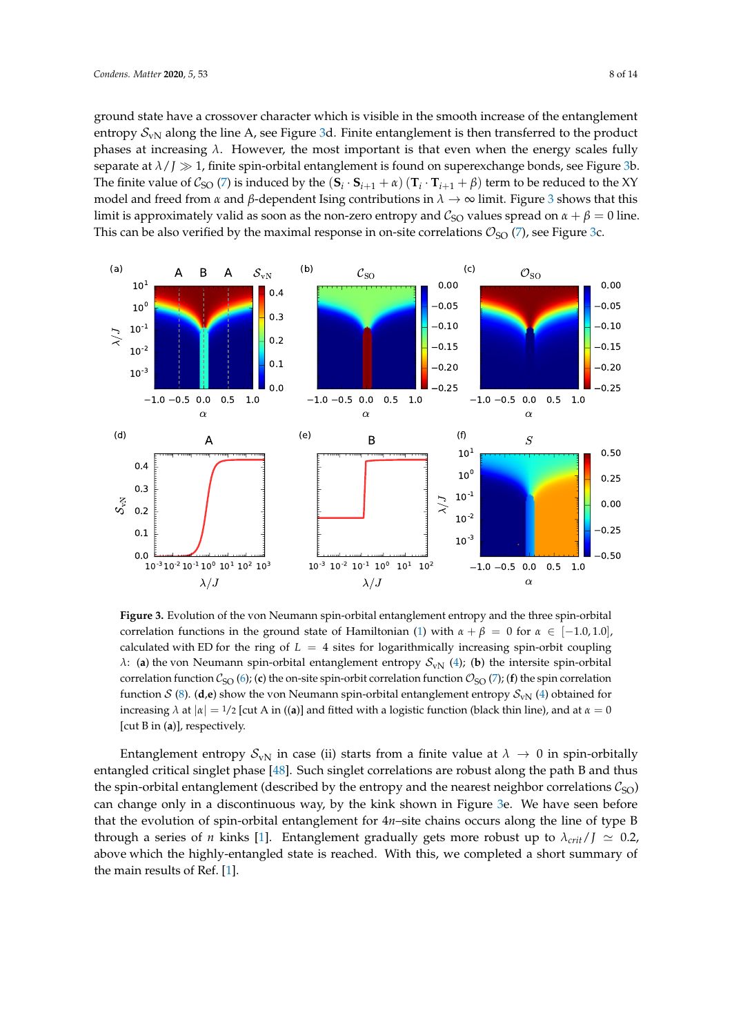ground state have a crossover character which is visible in the smooth increase of the entanglement entropy $\mathcal{S}_{\rm vN}$ along the line A, see Figure 3d. Finite entanglement is then transferred to the product phases at increasing $\lambda$. However, the most important is that even when the energy scales fully separate at $\lambda/J \gg 1$, finite spin-orbital entanglement is found on superexchange bonds, see Figure 3b. The finite value of $\mathcal{C}_{\rm SO}$ (7) is induced by the $(\mathbf{S}_i \cdot \mathbf{S}_{i+1} + \alpha)\,(\mathbf{T}_i \cdot \mathbf{T}_{i+1} + \beta)$ term to be reduced to the XY model and freed from $\alpha$ and $\beta$-dependent Ising contributions in $\lambda \to \infty$ limit. Figure 3 shows that this limit is approximately valid as soon as the non-zero entropy and $\mathcal{C}_{\rm SO}$ values spread on $\alpha + \beta = 0$ line. This can be also verified by the maximal response in on-site correlations $\mathcal{O}_{\rm SO}$ (7), see Figure 3c.

**Figure 3.** Evolution of the von Neumann spin-orbital entanglement entropy and the three spin-orbital correlation functions in the ground state of Hamiltonian (1) with $\alpha + \beta = 0$ for $\alpha \in [-1.0, 1.0]$, calculated with ED for the ring of $L = 4$ sites for logarithmically increasing spin-orbit coupling $\lambda$: (**a**) the von Neumann spin-orbital entanglement entropy $\mathcal{S}_{\rm vN}$ (4); (**b**) the intersite spin-orbital correlation function $\mathcal{C}_{\rm SO}$ (6); (**c**) the on-site spin-orbit correlation function $\mathcal{O}_{\rm SO}$ (7); (**f**) the spin correlation function $\mathcal{S}$ (8). (**d**,**e**) show the von Neumann spin-orbital entanglement entropy $\mathcal{S}_{\rm vN}$ (4) obtained for increasing $\lambda$ at $|\alpha| = 1/2$ [cut A in ((**a**)] and fitted with a logistic function (black thin line), and at $\alpha = 0$ [cut B in (**a**)], respectively.

Entanglement entropy $\mathcal{S}_{\rm vN}$ in case (ii) starts from a finite value at $\lambda \to 0$ in spin-orbitally entangled critical singlet phase [48]. Such singlet correlations are robust along the path B and thus the spin-orbital entanglement (described by the entropy and the nearest neighbor correlations $\mathcal{C}_{\rm SO}$) can change only in a discontinuous way, by the kink shown in Figure 3e. We have seen before that the evolution of spin-orbital entanglement for $4n$–site chains occurs along the line of type B through a series of $n$ kinks [1]. Entanglement gradually gets more robust up to $\lambda_{crit}/J \simeq 0.2$, above which the highly-entangled state is reached. With this, we completed a short summary of the main results of Ref. [1].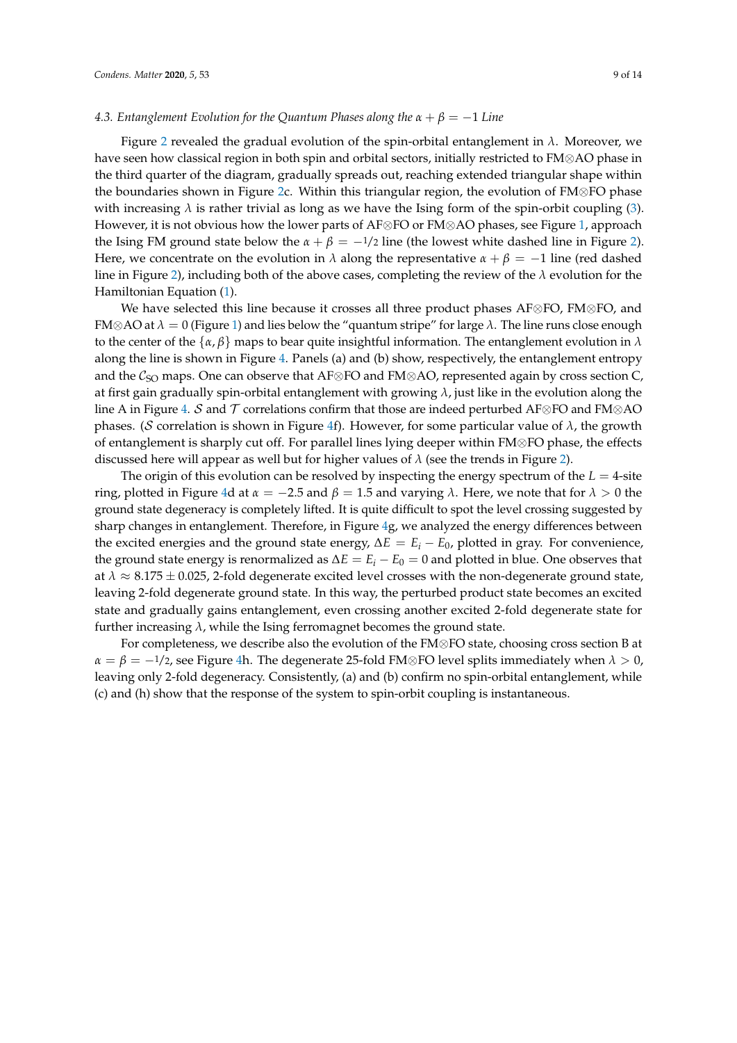### 4.3. Entanglement Evolution for the Quantum Phases along the $\alpha + \beta = -1$ Line

Figure 2 revealed the gradual evolution of the spin-orbital entanglement in $\lambda$. Moreover, we have seen how classical region in both spin and orbital sectors, initially restricted to FM⊗AO phase in the third quarter of the diagram, gradually spreads out, reaching extended triangular shape within the boundaries shown in Figure 2c. Within this triangular region, the evolution of FM⊗FO phase with increasing $\lambda$ is rather trivial as long as we have the Ising form of the spin-orbit coupling (3). However, it is not obvious how the lower parts of AF⊗FO or FM⊗AO phases, see Figure 1, approach the Ising FM ground state below the $\alpha + \beta = -1/2$ line (the lowest white dashed line in Figure 2). Here, we concentrate on the evolution in $\lambda$ along the representative $\alpha + \beta = -1$ line (red dashed line in Figure 2), including both of the above cases, completing the review of the $\lambda$ evolution for the Hamiltonian Equation (1).

We have selected this line because it crosses all three product phases AF⊗FO, FM⊗FO, and FM⊗AO at $\lambda = 0$ (Figure 1) and lies below the "quantum stripe" for large $\lambda$. The line runs close enough to the center of the $\{\alpha, \beta\}$ maps to bear quite insightful information. The entanglement evolution in $\lambda$ along the line is shown in Figure 4. Panels (a) and (b) show, respectively, the entanglement entropy and the $\mathcal{C}_{\rm SO}$ maps. One can observe that AF⊗FO and FM⊗AO, represented again by cross section C, at first gain gradually spin-orbital entanglement with growing $\lambda$, just like in the evolution along the line A in Figure 4. $\mathcal{S}$ and $\mathcal{T}$ correlations confirm that those are indeed perturbed AF⊗FO and FM⊗AO phases. ($\mathcal{S}$ correlation is shown in Figure 4f). However, for some particular value of $\lambda$, the growth of entanglement is sharply cut off. For parallel lines lying deeper within FM⊗FO phase, the effects discussed here will appear as well but for higher values of $\lambda$ (see the trends in Figure 2).

The origin of this evolution can be resolved by inspecting the energy spectrum of the $L = 4$-site ring, plotted in Figure 4d at $\alpha = -2.5$ and $\beta = 1.5$ and varying $\lambda$. Here, we note that for $\lambda > 0$ the ground state degeneracy is completely lifted. It is quite difficult to spot the level crossing suggested by sharp changes in entanglement. Therefore, in Figure 4g, we analyzed the energy differences between the excited energies and the ground state energy, $\Delta E = E_i - E_0$, plotted in gray. For convenience, the ground state energy is renormalized as $\Delta E = E_i - E_0 = 0$ and plotted in blue. One observes that at $\lambda \approx 8.175 \pm 0.025$, 2-fold degenerate excited level crosses with the non-degenerate ground state, leaving 2-fold degenerate ground state. In this way, the perturbed product state becomes an excited state and gradually gains entanglement, even crossing another excited 2-fold degenerate state for further increasing $\lambda$, while the Ising ferromagnet becomes the ground state.

For completeness, we describe also the evolution of the FM⊗FO state, choosing cross section B at $\alpha = \beta = -1/2$, see Figure 4h. The degenerate 25-fold FM⊗FO level splits immediately when $\lambda > 0$, leaving only 2-fold degeneracy. Consistently, (a) and (b) confirm no spin-orbital entanglement, while (c) and (h) show that the response of the system to spin-orbit coupling is instantaneous.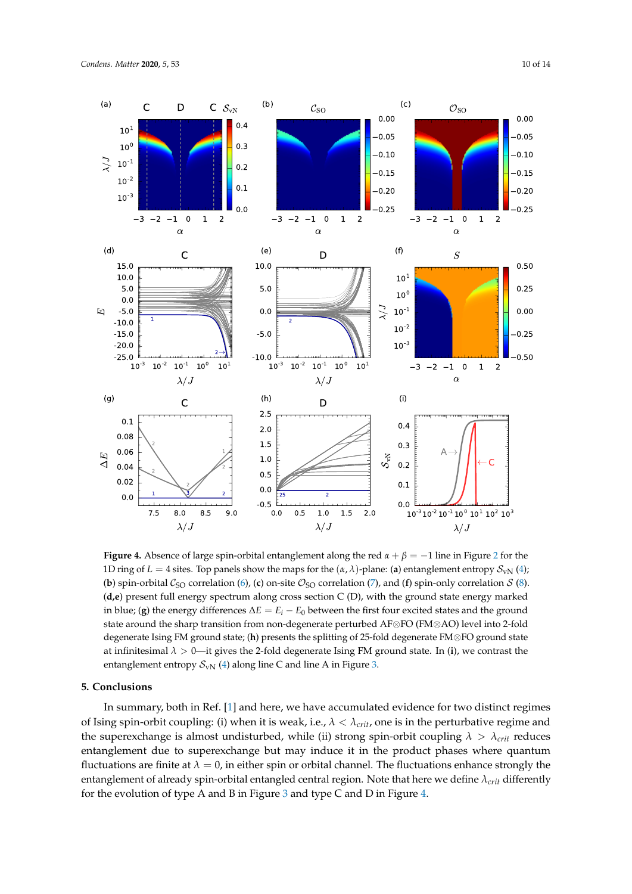**Figure 4.** Absence of large spin-orbital entanglement along the red $\alpha + \beta = -1$ line in Figure 2 for the 1D ring of $L = 4$ sites. Top panels show the maps for the $(\alpha, \lambda)$-plane: (**a**) entanglement entropy $\mathcal{S}_{\mathrm{vN}}$ (4); (**b**) spin-orbital $\mathcal{C}_{\mathrm{SO}}$ correlation (6), (**c**) on-site $\mathcal{O}_{\mathrm{SO}}$ correlation (7), and (**f**) spin-only correlation $\mathcal{S}$ (8). (**d**,**e**) present full energy spectrum along cross section C (D), with the ground state energy marked in blue; (**g**) the energy differences $\Delta E = E_i - E_0$ between the first four excited states and the ground state around the sharp transition from non-degenerate perturbed AF⊗FO (FM⊗AO) level into 2-fold degenerate Ising FM ground state; (**h**) presents the splitting of 25-fold degenerate FM⊗FO ground state at infinitesimal $\lambda > 0$—it gives the 2-fold degenerate Ising FM ground state. In (**i**), we contrast the entanglement entropy $\mathcal{S}_{\mathrm{vN}}$ (4) along line C and line A in Figure 3.

## 5. Conclusions

In summary, both in Ref. [1] and here, we have accumulated evidence for two distinct regimes of Ising spin-orbit coupling: (i) when it is weak, i.e., $\lambda < \lambda_{crit}$, one is in the perturbative regime and the superexchange is almost undisturbed, while (ii) strong spin-orbit coupling $\lambda > \lambda_{crit}$ reduces entanglement due to superexchange but may induce it in the product phases where quantum fluctuations are finite at $\lambda = 0$, in either spin or orbital channel. The fluctuations enhance strongly the entanglement of already spin-orbital entangled central region. Note that here we define $\lambda_{crit}$ differently for the evolution of type A and B in Figure 3 and type C and D in Figure 4.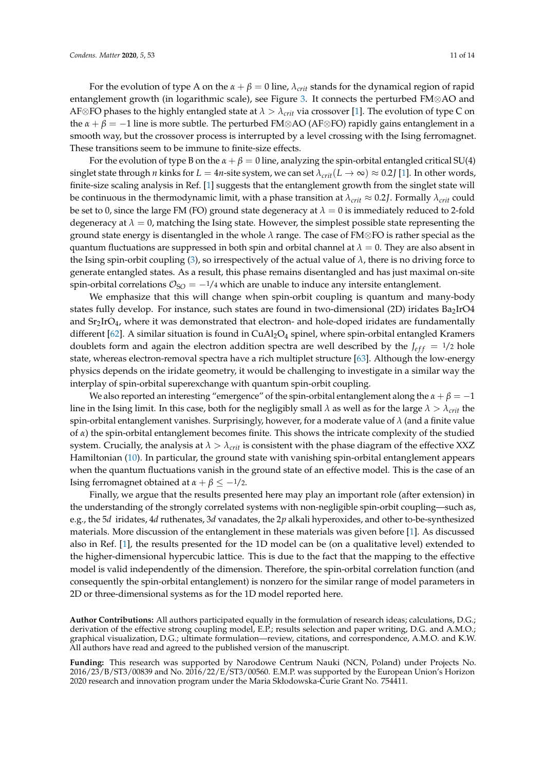For the evolution of type A on the $\alpha + \beta = 0$ line, $\lambda_{crit}$ stands for the dynamical region of rapid entanglement growth (in logarithmic scale), see Figure 3. It connects the perturbed FM$\otimes$AO and AF$\otimes$FO phases to the highly entangled state at $\lambda > \lambda_{crit}$ via crossover [1]. The evolution of type C on the $\alpha + \beta = -1$ line is more subtle. The perturbed FM$\otimes$AO (AF$\otimes$FO) rapidly gains entanglement in a smooth way, but the crossover process is interrupted by a level crossing with the Ising ferromagnet. These transitions seem to be immune to finite-size effects.

For the evolution of type B on the $\alpha + \beta = 0$ line, analyzing the spin-orbital entangled critical SU(4) singlet state through $n$ kinks for $L = 4n$-site system, we can set $\lambda_{crit}(L \to \infty) \approx 0.2J$ [1]. In other words, finite-size scaling analysis in Ref. [1] suggests that the entanglement growth from the singlet state will be continuous in the thermodynamic limit, with a phase transition at $\lambda_{crit} \approx 0.2J$. Formally $\lambda_{crit}$ could be set to 0, since the large FM (FO) ground state degeneracy at $\lambda = 0$ is immediately reduced to 2-fold degeneracy at $\lambda = 0$, matching the Ising state. However, the simplest possible state representing the ground state energy is disentangled in the whole $\lambda$ range. The case of FM$\otimes$FO is rather special as the quantum fluctuations are suppressed in both spin and orbital channel at $\lambda = 0$. They are also absent in the Ising spin-orbit coupling (3), so irrespectively of the actual value of $\lambda$, there is no driving force to generate entangled states. As a result, this phase remains disentangled and has just maximal on-site spin-orbital correlations $\mathcal{O}_{SO} = -1/4$ which are unable to induce any intersite entanglement.

We emphasize that this will change when spin-orbit coupling is quantum and many-body states fully develop. For instance, such states are found in two-dimensional (2D) iridates $Ba_2IrO4$ and $Sr_2IrO_4$, where it was demonstrated that electron- and hole-doped iridates are fundamentally different [62]. A similar situation is found in $CuAl_2O_4$ spinel, where spin-orbital entangled Kramers doublets form and again the electron addition spectra are well described by the $J_{eff} = 1/2$ hole state, whereas electron-removal spectra have a rich multiplet structure [63]. Although the low-energy physics depends on the iridate geometry, it would be challenging to investigate in a similar way the interplay of spin-orbital superexchange with quantum spin-orbit coupling.

We also reported an interesting "emergence" of the spin-orbital entanglement along the $\alpha + \beta = -1$ line in the Ising limit. In this case, both for the negligibly small $\lambda$ as well as for the large $\lambda > \lambda_{crit}$ the spin-orbital entanglement vanishes. Surprisingly, however, for a moderate value of $\lambda$ (and a finite value of $\alpha$) the spin-orbital entanglement becomes finite. This shows the intricate complexity of the studied system. Crucially, the analysis at $\lambda > \lambda_{crit}$ is consistent with the phase diagram of the effective XXZ Hamiltonian (10). In particular, the ground state with vanishing spin-orbital entanglement appears when the quantum fluctuations vanish in the ground state of an effective model. This is the case of an Ising ferromagnet obtained at $\alpha + \beta \leq -1/2$.

Finally, we argue that the results presented here may play an important role (after extension) in the understanding of the strongly correlated systems with non-negligible spin-orbit coupling—such as, e.g., the 5$d$ iridates, 4$d$ ruthenates, 3$d$ vanadates, the 2$p$ alkali hyperoxides, and other to-be-synthesized materials. More discussion of the entanglement in these materials was given before [1]. As discussed also in Ref. [1], the results presented for the 1D model can be (on a qualitative level) extended to the higher-dimensional hypercubic lattice. This is due to the fact that the mapping to the effective model is valid independently of the dimension. Therefore, the spin-orbital correlation function (and consequently the spin-orbital entanglement) is nonzero for the similar range of model parameters in 2D or three-dimensional systems as for the 1D model reported here.

**Author Contributions:** All authors participated equally in the formulation of research ideas; calculations, D.G.; derivation of the effective strong coupling model, E.P.; results selection and paper writing, D.G. and A.M.O.; graphical visualization, D.G.; ultimate formulation—review, citations, and correspondence, A.M.O. and K.W. All authors have read and agreed to the published version of the manuscript.

**Funding:** This research was supported by Narodowe Centrum Nauki (NCN, Poland) under Projects No. 2016/23/B/ST3/00839 and No. 2016/22/E/ST3/00560. E.M.P. was supported by the European Union's Horizon 2020 research and innovation program under the Maria Skłodowska-Curie Grant No. 754411.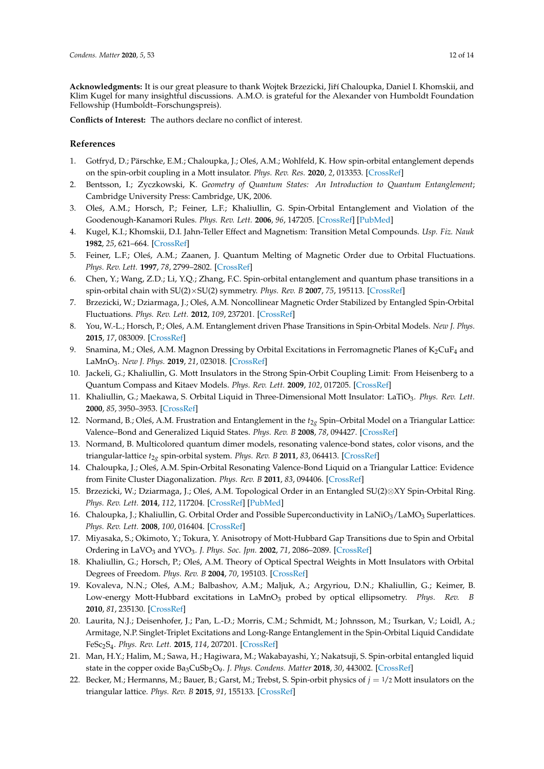**Acknowledgments:** It is our great pleasure to thank Wojtek Brzezicki, Jiří Chaloupka, Daniel I. Khomskii, and Klim Kugel for many insightful discussions. A.M.O. is grateful for the Alexander von Humboldt Foundation Fellowship (Humboldt–Forschungspreis).

**Conflicts of Interest:** The authors declare no conflict of interest.

## References

1. Gotfryd, D.; Pärschke, E.M.; Chaloupka, J.; Oleś, A.M.; Wohlfeld, K. How spin-orbital entanglement depends on the spin-orbit coupling in a Mott insulator. *Phys. Rev. Res.* **2020**, *2*, 013353. [CrossRef]
2. Bentsson, I.; Zyczkowski, K. *Geometry of Quantum States: An Introduction to Quantum Entanglement*; Cambridge University Press: Cambridge, UK, 2006.
3. Oleś, A.M.; Horsch, P.; Feiner, L.F.; Khaliullin, G. Spin-Orbital Entanglement and Violation of the Goodenough-Kanamori Rules. *Phys. Rev. Lett.* **2006**, *96*, 147205. [CrossRef] [PubMed]
4. Kugel, K.I.; Khomskii, D.I. Jahn-Teller Effect and Magnetism: Transition Metal Compounds. *Usp. Fiz. Nauk* **1982**, *25*, 621–664. [CrossRef]
5. Feiner, L.F.; Oleś, A.M.; Zaanen, J. Quantum Melting of Magnetic Order due to Orbital Fluctuations. *Phys. Rev. Lett.* **1997**, *78*, 2799–2802. [CrossRef]
6. Chen, Y.; Wang, Z.D.; Li, Y.Q.; Zhang, F.C. Spin-orbital entanglement and quantum phase transitions in a spin-orbital chain with SU(2)×SU(2) symmetry. *Phys. Rev. B* **2007**, *75*, 195113. [CrossRef]
7. Brzezicki, W.; Dziarmaga, J.; Oleś, A.M. Noncollinear Magnetic Order Stabilized by Entangled Spin-Orbital Fluctuations. *Phys. Rev. Lett.* **2012**, *109*, 237201. [CrossRef]
8. You, W.-L.; Horsch, P.; Oleś, A.M. Entanglement driven Phase Transitions in Spin-Orbital Models. *New J. Phys.* **2015**, *17*, 083009. [CrossRef]
9. Snamina, M.; Oleś, A.M. Magnon Dressing by Orbital Excitations in Ferromagnetic Planes of $K_2CuF_4$ and $LaMnO_3$. *New J. Phys.* **2019**, *21*, 023018. [CrossRef]
10. Jackeli, G.; Khaliullin, G. Mott Insulators in the Strong Spin-Orbit Coupling Limit: From Heisenberg to a Quantum Compass and Kitaev Models. *Phys. Rev. Lett.* **2009**, *102*, 017205. [CrossRef]
11. Khaliullin, G.; Maekawa, S. Orbital Liquid in Three-Dimensional Mott Insulator: $LaTiO_3$. *Phys. Rev. Lett.* **2000**, *85*, 3950–3953. [CrossRef]
12. Normand, B.; Oleś, A.M. Frustration and Entanglement in the $t_{2g}$ Spin–Orbital Model on a Triangular Lattice: Valence–Bond and Generalized Liquid States. *Phys. Rev. B* **2008**, *78*, 094427. [CrossRef]
13. Normand, B. Multicolored quantum dimer models, resonating valence-bond states, color visons, and the triangular-lattice $t_{2g}$ spin-orbital system. *Phys. Rev. B* **2011**, *83*, 064413. [CrossRef]
14. Chaloupka, J.; Oleś, A.M. Spin-Orbital Resonating Valence-Bond Liquid on a Triangular Lattice: Evidence from Finite Cluster Diagonalization. *Phys. Rev. B* **2011**, *83*, 094406. [CrossRef]
15. Brzezicki, W.; Dziarmaga, J.; Oleś, A.M. Topological Order in an Entangled SU(2)⊗XY Spin-Orbital Ring. *Phys. Rev. Lett.* **2014**, *112*, 117204. [CrossRef] [PubMed]
16. Chaloupka, J.; Khaliullin, G. Orbital Order and Possible Superconductivity in $LaNiO_3/LaMO_3$ Superlattices. *Phys. Rev. Lett.* **2008**, *100*, 016404. [CrossRef]
17. Miyasaka, S.; Okimoto, Y.; Tokura, Y. Anisotropy of Mott-Hubbard Gap Transitions due to Spin and Orbital Ordering in $LaVO_3$ and $YVO_3$. *J. Phys. Soc. Jpn.* **2002**, *71*, 2086–2089. [CrossRef]
18. Khaliullin, G.; Horsch, P.; Oleś, A.M. Theory of Optical Spectral Weights in Mott Insulators with Orbital Degrees of Freedom. *Phys. Rev. B* **2004**, *70*, 195103. [CrossRef]
19. Kovaleva, N.N.; Oleś, A.M.; Balbashov, A.M.; Maljuk, A.; Argyriou, D.N.; Khaliullin, G.; Keimer, B. Low-energy Mott-Hubbard excitations in $LaMnO_3$ probed by optical ellipsometry. *Phys. Rev. B* **2010**, *81*, 235130. [CrossRef]
20. Laurita, N.J.; Deisenhofer, J.; Pan, L.-D.; Morris, C.M.; Schmidt, M.; Johnsson, M.; Tsurkan, V.; Loidl, A.; Armitage, N.P. Singlet-Triplet Excitations and Long-Range Entanglement in the Spin-Orbital Liquid Candidate $FeSc_2S_4$. *Phys. Rev. Lett.* **2015**, *114*, 207201. [CrossRef]
21. Man, H.Y.; Halim, M.; Sawa, H.; Hagiwara, M.; Wakabayashi, Y.; Nakatsuji, S. Spin-orbital entangled liquid state in the copper oxide $Ba_3CuSb_2O_9$. *J. Phys. Condens. Matter* **2018**, *30*, 443002. [CrossRef]
22. Becker, M.; Hermanns, M.; Bauer, B.; Garst, M.; Trebst, S. Spin-orbit physics of $j = 1/2$ Mott insulators on the triangular lattice. *Phys. Rev. B* **2015**, *91*, 155133. [CrossRef]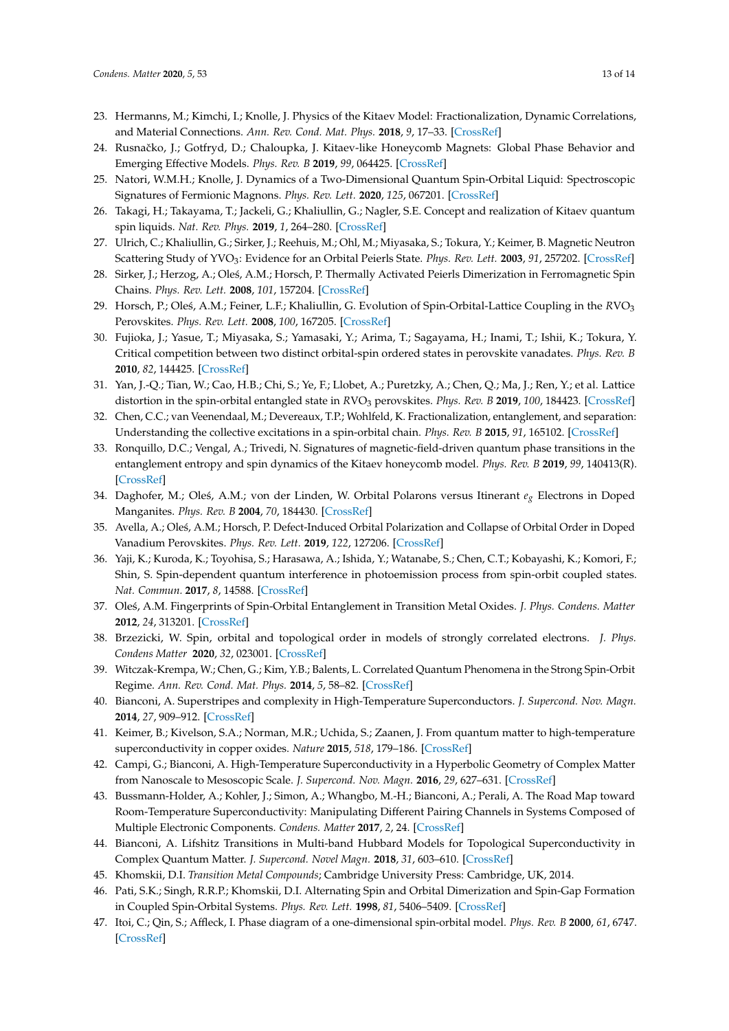23. Hermanns, M.; Kimchi, I.; Knolle, J. Physics of the Kitaev Model: Fractionalization, Dynamic Correlations, and Material Connections. *Ann. Rev. Cond. Mat. Phys.* **2018**, *9*, 17–33. [CrossRef]
24. Rusnačko, J.; Gotfryd, D.; Chaloupka, J. Kitaev-like Honeycomb Magnets: Global Phase Behavior and Emerging Effective Models. *Phys. Rev. B* **2019**, *99*, 064425. [CrossRef]
25. Natori, W.M.H.; Knolle, J. Dynamics of a Two-Dimensional Quantum Spin-Orbital Liquid: Spectroscopic Signatures of Fermionic Magnons. *Phys. Rev. Lett.* **2020**, *125*, 067201. [CrossRef]
26. Takagi, H.; Takayama, T.; Jackeli, G.; Khaliullin, G.; Nagler, S.E. Concept and realization of Kitaev quantum spin liquids. *Nat. Rev. Phys.* **2019**, *1*, 264–280. [CrossRef]
27. Ulrich, C.; Khaliullin, G.; Sirker, J.; Reehuis, M.; Ohl, M.; Miyasaka, S.; Tokura, Y.; Keimer, B. Magnetic Neutron Scattering Study of $YVO_3$: Evidence for an Orbital Peierls State. *Phys. Rev. Lett.* **2003**, *91*, 257202. [CrossRef]
28. Sirker, J.; Herzog, A.; Oleś, A.M.; Horsch, P. Thermally Activated Peierls Dimerization in Ferromagnetic Spin Chains. *Phys. Rev. Lett.* **2008**, *101*, 157204. [CrossRef]
29. Horsch, P.; Oleś, A.M.; Feiner, L.F.; Khaliullin, G. Evolution of Spin-Orbital-Lattice Coupling in the $RVO_3$ Perovskites. *Phys. Rev. Lett.* **2008**, *100*, 167205. [CrossRef]
30. Fujioka, J.; Yasue, T.; Miyasaka, S.; Yamasaki, Y.; Arima, T.; Sagayama, H.; Inami, T.; Ishii, K.; Tokura, Y. Critical competition between two distinct orbital-spin ordered states in perovskite vanadates. *Phys. Rev. B* **2010**, *82*, 144425. [CrossRef]
31. Yan, J.-Q.; Tian, W.; Cao, H.B.; Chi, S.; Ye, F.; Llobet, A.; Puretzky, A.; Chen, Q.; Ma, J.; Ren, Y.; et al. Lattice distortion in the spin-orbital entangled state in $RVO_3$ perovskites. *Phys. Rev. B* **2019**, *100*, 184423. [CrossRef]
32. Chen, C.C.; van Veenendaal, M.; Devereaux, T.P.; Wohlfeld, K. Fractionalization, entanglement, and separation: Understanding the collective excitations in a spin-orbital chain. *Phys. Rev. B* **2015**, *91*, 165102. [CrossRef]
33. Ronquillo, D.C.; Vengal, A.; Trivedi, N. Signatures of magnetic-field-driven quantum phase transitions in the entanglement entropy and spin dynamics of the Kitaev honeycomb model. *Phys. Rev. B* **2019**, *99*, 140413(R). [CrossRef]
34. Daghofer, M.; Oleś, A.M.; von der Linden, W. Orbital Polarons versus Itinerant $e_g$ Electrons in Doped Manganites. *Phys. Rev. B* **2004**, *70*, 184430. [CrossRef]
35. Avella, A.; Oleś, A.M.; Horsch, P. Defect-Induced Orbital Polarization and Collapse of Orbital Order in Doped Vanadium Perovskites. *Phys. Rev. Lett.* **2019**, *122*, 127206. [CrossRef]
36. Yaji, K.; Kuroda, K.; Toyohisa, S.; Harasawa, A.; Ishida, Y.; Watanabe, S.; Chen, C.T.; Kobayashi, K.; Komori, F.; Shin, S. Spin-dependent quantum interference in photoemission process from spin-orbit coupled states. *Nat. Commun.* **2017**, *8*, 14588. [CrossRef]
37. Oleś, A.M. Fingerprints of Spin-Orbital Entanglement in Transition Metal Oxides. *J. Phys. Condens. Matter* **2012**, *24*, 313201. [CrossRef]
38. Brzezicki, W. Spin, orbital and topological order in models of strongly correlated electrons. *J. Phys. Condens Matter* **2020**, *32*, 023001. [CrossRef]
39. Witczak-Krempa, W.; Chen, G.; Kim, Y.B.; Balents, L. Correlated Quantum Phenomena in the Strong Spin-Orbit Regime. *Ann. Rev. Cond. Mat. Phys.* **2014**, *5*, 58–82. [CrossRef]
40. Bianconi, A. Superstripes and complexity in High-Temperature Superconductors. *J. Supercond. Nov. Magn.* **2014**, *27*, 909–912. [CrossRef]
41. Keimer, B.; Kivelson, S.A.; Norman, M.R.; Uchida, S.; Zaanen, J. From quantum matter to high-temperature superconductivity in copper oxides. *Nature* **2015**, *518*, 179–186. [CrossRef]
42. Campi, G.; Bianconi, A. High-Temperature Superconductivity in a Hyperbolic Geometry of Complex Matter from Nanoscale to Mesoscopic Scale. *J. Supercond. Nov. Magn.* **2016**, *29*, 627–631. [CrossRef]
43. Bussmann-Holder, A.; Kohler, J.; Simon, A.; Whangbo, M.-H.; Bianconi, A.; Perali, A. The Road Map toward Room-Temperature Superconductivity: Manipulating Different Pairing Channels in Systems Composed of Multiple Electronic Components. *Condens. Matter* **2017**, *2*, 24. [CrossRef]
44. Bianconi, A. Lifshitz Transitions in Multi-band Hubbard Models for Topological Superconductivity in Complex Quantum Matter. *J. Supercond. Novel Magn.* **2018**, *31*, 603–610. [CrossRef]
45. Khomskii, D.I. *Transition Metal Compounds*; Cambridge University Press: Cambridge, UK, 2014.
46. Pati, S.K.; Singh, R.R.P.; Khomskii, D.I. Alternating Spin and Orbital Dimerization and Spin-Gap Formation in Coupled Spin-Orbital Systems. *Phys. Rev. Lett.* **1998**, *81*, 5406–5409. [CrossRef]
47. Itoi, C.; Qin, S.; Affleck, I. Phase diagram of a one-dimensional spin-orbital model. *Phys. Rev. B* **2000**, *61*, 6747. [CrossRef]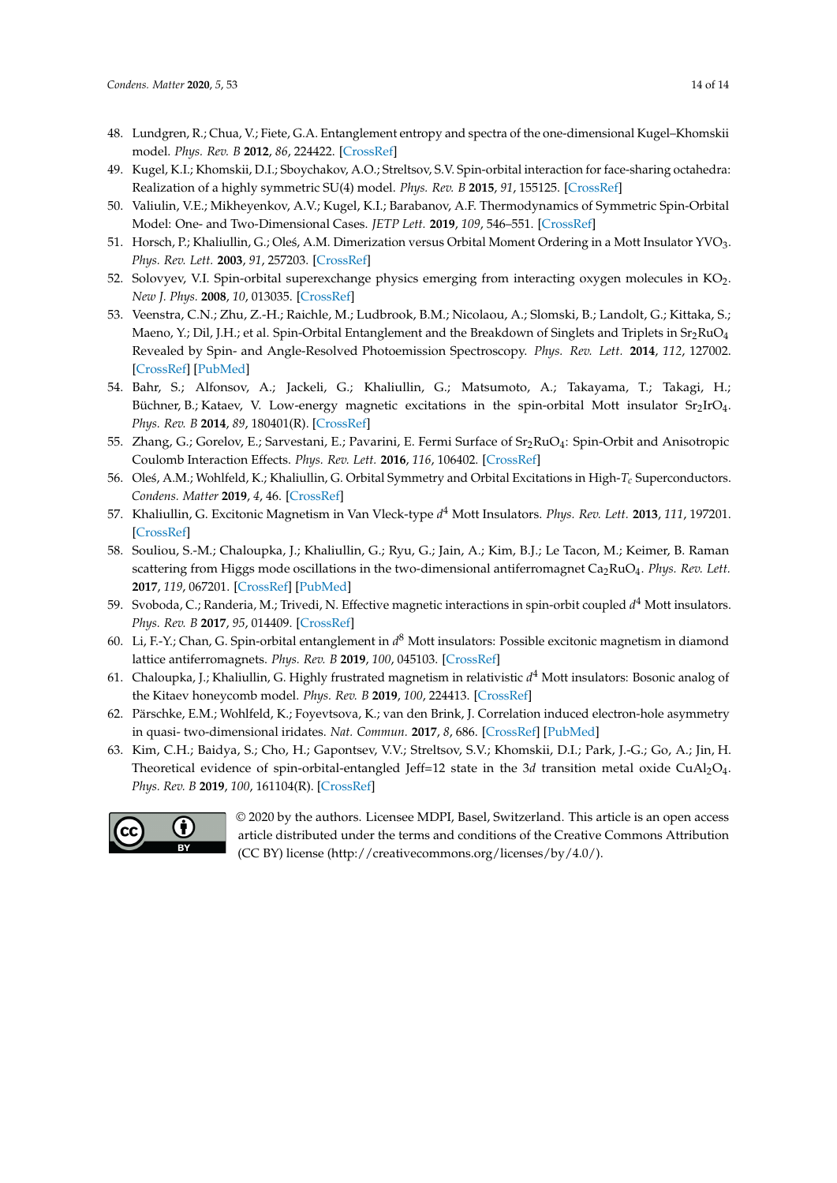48. Lundgren, R.; Chua, V.; Fiete, G.A. Entanglement entropy and spectra of the one-dimensional Kugel–Khomskii model. *Phys. Rev. B* **2012**, *86*, 224422. [CrossRef]
49. Kugel, K.I.; Khomskii, D.I.; Sboychakov, A.O.; Streltsov, S.V. Spin-orbital interaction for face-sharing octahedra: Realization of a highly symmetric SU(4) model. *Phys. Rev. B* **2015**, *91*, 155125. [CrossRef]
50. Valiulin, V.E.; Mikheyenkov, A.V.; Kugel, K.I.; Barabanov, A.F. Thermodynamics of Symmetric Spin-Orbital Model: One- and Two-Dimensional Cases. *JETP Lett.* **2019**, *109*, 546–551. [CrossRef]
51. Horsch, P.; Khaliullin, G.; Oleś, A.M. Dimerization versus Orbital Moment Ordering in a Mott Insulator $YVO_3$. *Phys. Rev. Lett.* **2003**, *91*, 257203. [CrossRef]
52. Solovyev, V.I. Spin-orbital superexchange physics emerging from interacting oxygen molecules in $KO_2$. *New J. Phys.* **2008**, *10*, 013035. [CrossRef]
53. Veenstra, C.N.; Zhu, Z.-H.; Raichle, M.; Ludbrook, B.M.; Nicolaou, A.; Slomski, B.; Landolt, G.; Kittaka, S.; Maeno, Y.; Dil, J.H.; et al. Spin-Orbital Entanglement and the Breakdown of Singlets and Triplets in $Sr_2RuO_4$ Revealed by Spin- and Angle-Resolved Photoemission Spectroscopy. *Phys. Rev. Lett.* **2014**, *112*, 127002. [CrossRef] [PubMed]
54. Bahr, S.; Alfonsov, A.; Jackeli, G.; Khaliullin, G.; Matsumoto, A.; Takayama, T.; Takagi, H.; Büchner, B.; Kataev, V. Low-energy magnetic excitations in the spin-orbital Mott insulator $Sr_2IrO_4$. *Phys. Rev. B* **2014**, *89*, 180401(R). [CrossRef]
55. Zhang, G.; Gorelov, E.; Sarvestani, E.; Pavarini, E. Fermi Surface of $Sr_2RuO_4$: Spin-Orbit and Anisotropic Coulomb Interaction Effects. *Phys. Rev. Lett.* **2016**, *116*, 106402. [CrossRef]
56. Oleś, A.M.; Wohlfeld, K.; Khaliullin, G. Orbital Symmetry and Orbital Excitations in High-$T_c$ Superconductors. *Condens. Matter* **2019**, *4*, 46. [CrossRef]
57. Khaliullin, G. Excitonic Magnetism in Van Vleck-type $d^4$ Mott Insulators. *Phys. Rev. Lett.* **2013**, *111*, 197201. [CrossRef]
58. Souliou, S.-M.; Chaloupka, J.; Khaliullin, G.; Ryu, G.; Jain, A.; Kim, B.J.; Le Tacon, M.; Keimer, B. Raman scattering from Higgs mode oscillations in the two-dimensional antiferromagnet $Ca_2RuO_4$. *Phys. Rev. Lett.* **2017**, *119*, 067201. [CrossRef] [PubMed]
59. Svoboda, C.; Randeria, M.; Trivedi, N. Effective magnetic interactions in spin-orbit coupled $d^4$ Mott insulators. *Phys. Rev. B* **2017**, *95*, 014409. [CrossRef]
60. Li, F.-Y.; Chan, G. Spin-orbital entanglement in $d^8$ Mott insulators: Possible excitonic magnetism in diamond lattice antiferromagnets. *Phys. Rev. B* **2019**, *100*, 045103. [CrossRef]
61. Chaloupka, J.; Khaliullin, G. Highly frustrated magnetism in relativistic $d^4$ Mott insulators: Bosonic analog of the Kitaev honeycomb model. *Phys. Rev. B* **2019**, *100*, 224413. [CrossRef]
62. Pärschke, E.M.; Wohlfeld, K.; Foyevtsova, K.; van den Brink, J. Correlation induced electron-hole asymmetry in quasi- two-dimensional iridates. *Nat. Commun.* **2017**, *8*, 686. [CrossRef] [PubMed]
63. Kim, C.H.; Baidya, S.; Cho, H.; Gapontsev, V.V.; Streltsov, S.V.; Khomskii, D.I.; Park, J.-G.; Go, A.; Jin, H. Theoretical evidence of spin-orbital-entangled Jeff=12 state in the 3*d* transition metal oxide $CuAl_2O_4$. *Phys. Rev. B* **2019**, *100*, 161104(R). [CrossRef]

© 2020 by the authors. Licensee MDPI, Basel, Switzerland. This article is an open access article distributed under the terms and conditions of the Creative Commons Attribution (CC BY) license (http://creativecommons.org/licenses/by/4.0/).